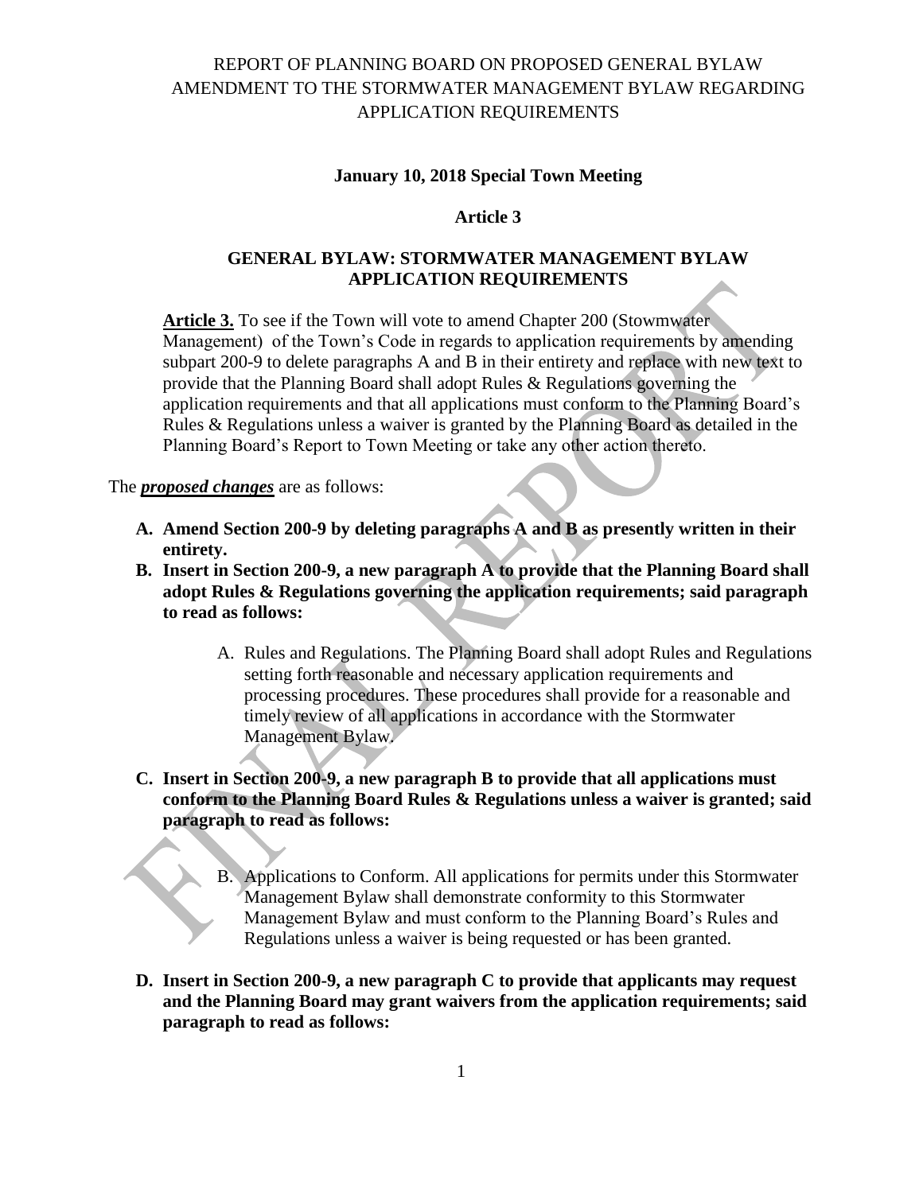# REPORT OF PLANNING BOARD ON PROPOSED GENERAL BYLAW AMENDMENT TO THE STORMWATER MANAGEMENT BYLAW REGARDING APPLICATION REQUIREMENTS

**January 10, 2018 Special Town Meeting**

**Article 3**

**GENERAL BYLAW: STORMWATER MANAGEMENT BYLAW APPLICATION REQUIREMENTS**

**Article 3.** To see if the Town will vote to amend Chapter 200 (Stowmwater Management) of the Town's Code in regards to application requirements by amending subpart 200-9 to delete paragraphs A and B in their entirety and replace with new text to provide that the Planning Board shall adopt Rules & Regulations governing the application requirements and that all applications must conform to the Planning Board's Rules & Regulations unless a waiver is granted by the Planning Board as detailed in the Planning Board's Report to Town Meeting or take any other action thereto.

The ***proposed changes*** are as follows:

**A. Amend Section 200-9 by deleting paragraphs A and B as presently written in their entirety.**

**B. Insert in Section 200-9, a new paragraph A to provide that the Planning Board shall adopt Rules & Regulations governing the application requirements; said paragraph to read as follows:**

> A. Rules and Regulations. The Planning Board shall adopt Rules and Regulations setting forth reasonable and necessary application requirements and processing procedures. These procedures shall provide for a reasonable and timely review of all applications in accordance with the Stormwater Management Bylaw.

**C. Insert in Section 200-9, a new paragraph B to provide that all applications must conform to the Planning Board Rules & Regulations unless a waiver is granted; said paragraph to read as follows:**

> B. Applications to Conform. All applications for permits under this Stormwater Management Bylaw shall demonstrate conformity to this Stormwater Management Bylaw and must conform to the Planning Board's Rules and Regulations unless a waiver is being requested or has been granted.

**D. Insert in Section 200-9, a new paragraph C to provide that applicants may request and the Planning Board may grant waivers from the application requirements; said paragraph to read as follows:**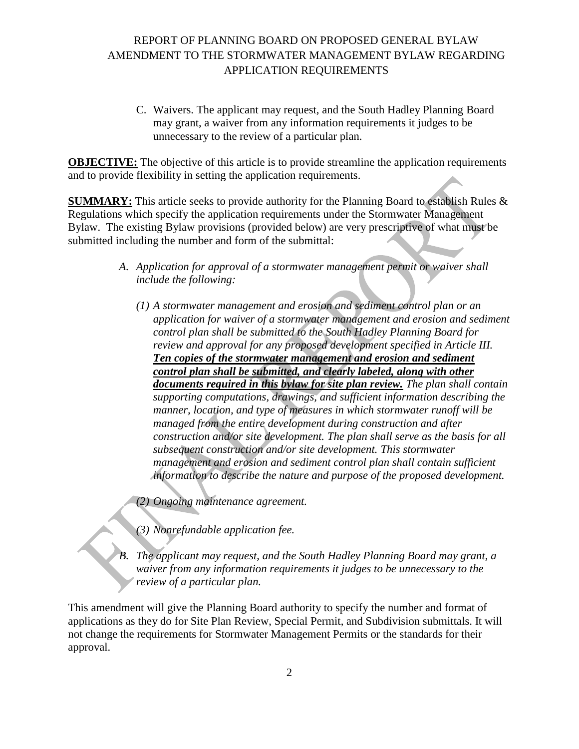C. Waivers. The applicant may request, and the South Hadley Planning Board may grant, a waiver from any information requirements it judges to be unnecessary to the review of a particular plan.

**OBJECTIVE:** The objective of this article is to provide streamline the application requirements and to provide flexibility in setting the application requirements.

**SUMMARY:** This article seeks to provide authority for the Planning Board to establish Rules & Regulations which specify the application requirements under the Stormwater Management Bylaw. The existing Bylaw provisions (provided below) are very prescriptive of what must be submitted including the number and form of the submittal:

> *A. Application for approval of a stormwater management permit or waiver shall include the following:*
>
> *(1) A stormwater management and erosion and sediment control plan or an application for waiver of a stormwater management and erosion and sediment control plan shall be submitted to the South Hadley Planning Board for review and approval for any proposed development specified in Article III.* ***Ten copies of the stormwater management and erosion and sediment control plan shall be submitted, and clearly labeled, along with other documents required in this bylaw for site plan review.*** *The plan shall contain supporting computations, drawings, and sufficient information describing the manner, location, and type of measures in which stormwater runoff will be managed from the entire development during construction and after construction and/or site development. The plan shall serve as the basis for all subsequent construction and/or site development. This stormwater management and erosion and sediment control plan shall contain sufficient information to describe the nature and purpose of the proposed development.*
>
> *(2) Ongoing maintenance agreement.*
>
> *(3) Nonrefundable application fee.*
>
> *B. The applicant may request, and the South Hadley Planning Board may grant, a waiver from any information requirements it judges to be unnecessary to the review of a particular plan.*

This amendment will give the Planning Board authority to specify the number and format of applications as they do for Site Plan Review, Special Permit, and Subdivision submittals. It will not change the requirements for Stormwater Management Permits or the standards for their approval.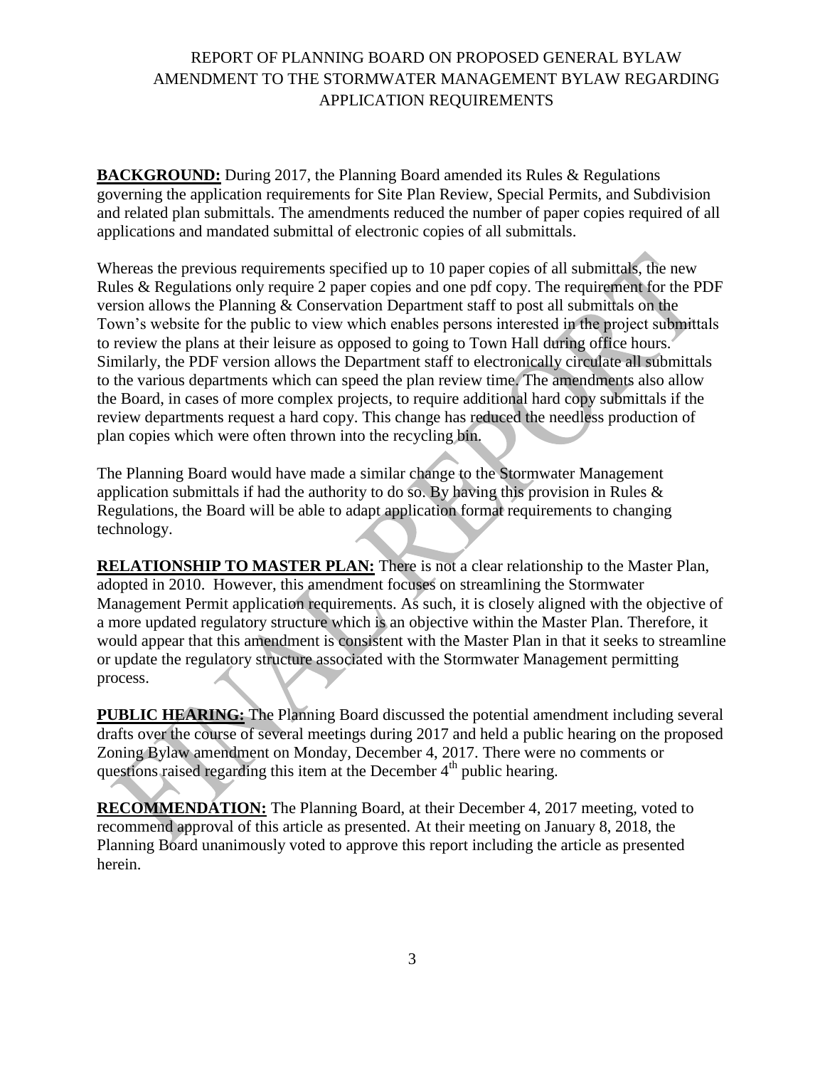# REPORT OF PLANNING BOARD ON PROPOSED GENERAL BYLAW AMENDMENT TO THE STORMWATER MANAGEMENT BYLAW REGARDING APPLICATION REQUIREMENTS

**BACKGROUND:** During 2017, the Planning Board amended its Rules & Regulations governing the application requirements for Site Plan Review, Special Permits, and Subdivision and related plan submittals. The amendments reduced the number of paper copies required of all applications and mandated submittal of electronic copies of all submittals.

Whereas the previous requirements specified up to 10 paper copies of all submittals, the new Rules & Regulations only require 2 paper copies and one pdf copy. The requirement for the PDF version allows the Planning & Conservation Department staff to post all submittals on the Town's website for the public to view which enables persons interested in the project submittals to review the plans at their leisure as opposed to going to Town Hall during office hours. Similarly, the PDF version allows the Department staff to electronically circulate all submittals to the various departments which can speed the plan review time. The amendments also allow the Board, in cases of more complex projects, to require additional hard copy submittals if the review departments request a hard copy. This change has reduced the needless production of plan copies which were often thrown into the recycling bin.

The Planning Board would have made a similar change to the Stormwater Management application submittals if had the authority to do so. By having this provision in Rules & Regulations, the Board will be able to adapt application format requirements to changing technology.

**RELATIONSHIP TO MASTER PLAN:** There is not a clear relationship to the Master Plan, adopted in 2010. However, this amendment focuses on streamlining the Stormwater Management Permit application requirements. As such, it is closely aligned with the objective of a more updated regulatory structure which is an objective within the Master Plan. Therefore, it would appear that this amendment is consistent with the Master Plan in that it seeks to streamline or update the regulatory structure associated with the Stormwater Management permitting process.

**PUBLIC HEARING:** The Planning Board discussed the potential amendment including several drafts over the course of several meetings during 2017 and held a public hearing on the proposed Zoning Bylaw amendment on Monday, December 4, 2017. There were no comments or questions raised regarding this item at the December 4th public hearing.

**RECOMMENDATION:** The Planning Board, at their December 4, 2017 meeting, voted to recommend approval of this article as presented. At their meeting on January 8, 2018, the Planning Board unanimously voted to approve this report including the article as presented herein.